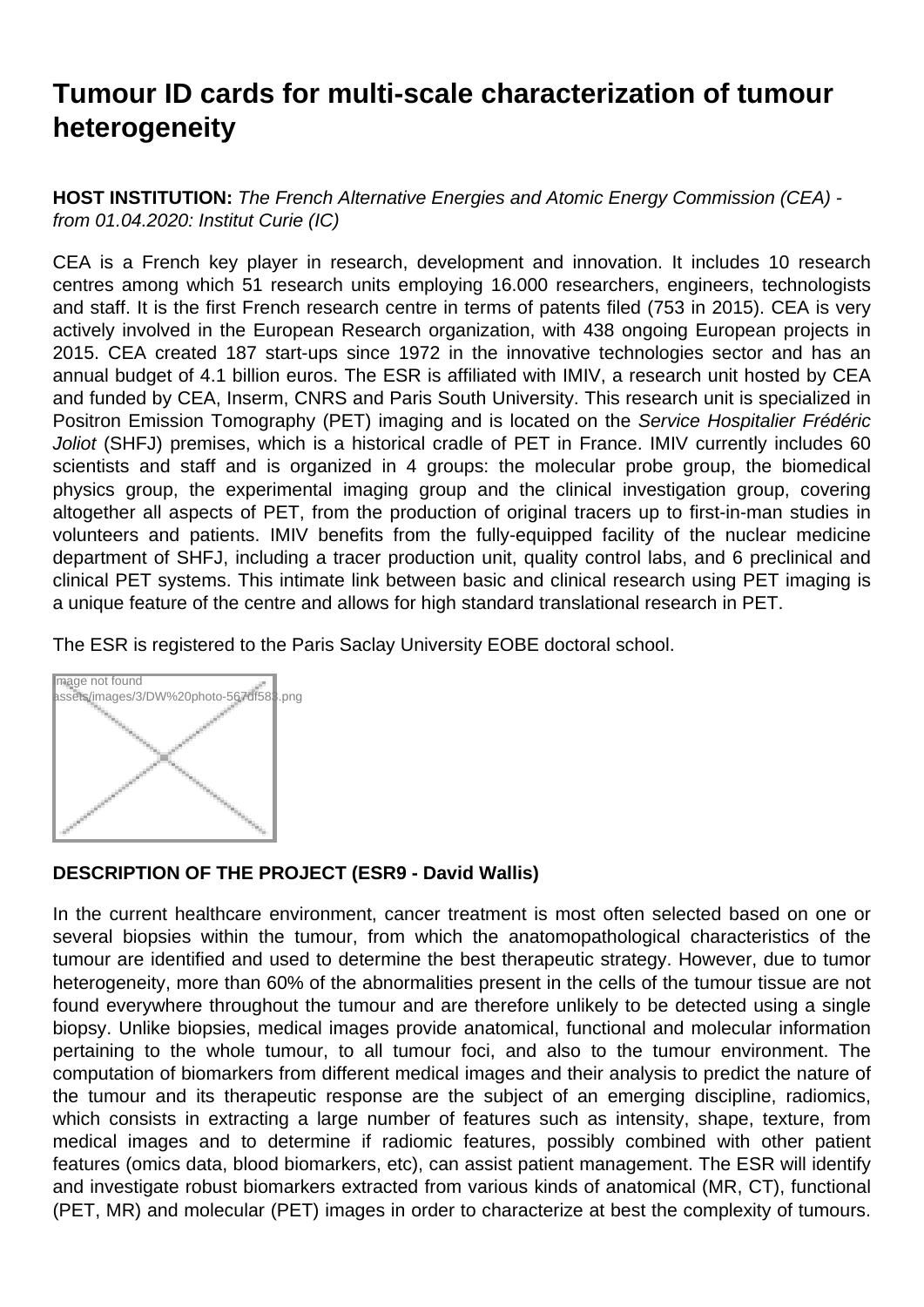# Tumour ID cards for multi-scale characterization of tumour heterogeneity

**HOST INSTITUTION:** *The French Alternative Energies and Atomic Energy Commission (CEA) - from 01.04.2020: Institut Curie (IC)*

CEA is a French key player in research, development and innovation. It includes 10 research centres among which 51 research units employing 16.000 researchers, engineers, technologists and staff. It is the first French research centre in terms of patents filed (753 in 2015). CEA is very actively involved in the European Research organization, with 438 ongoing European projects in 2015. CEA created 187 start-ups since 1972 in the innovative technologies sector and has an annual budget of 4.1 billion euros. The ESR is affiliated with IMIV, a research unit hosted by CEA and funded by CEA, Inserm, CNRS and Paris South University. This research unit is specialized in Positron Emission Tomography (PET) imaging and is located on the *Service Hospitalier Frédéric Joliot* (SHFJ) premises, which is a historical cradle of PET in France. IMIV currently includes 60 scientists and staff and is organized in 4 groups: the molecular probe group, the biomedical physics group, the experimental imaging group and the clinical investigation group, covering altogether all aspects of PET, from the production of original tracers up to first-in-man studies in volunteers and patients. IMIV benefits from the fully-equipped facility of the nuclear medicine department of SHFJ, including a tracer production unit, quality control labs, and 6 preclinical and clinical PET systems. This intimate link between basic and clinical research using PET imaging is a unique feature of the centre and allows for high standard translational research in PET.

The ESR is registered to the Paris Saclay University EOBE doctoral school.

**DESCRIPTION OF THE PROJECT (ESR9 - David Wallis)**

In the current healthcare environment, cancer treatment is most often selected based on one or several biopsies within the tumour, from which the anatomopathological characteristics of the tumour are identified and used to determine the best therapeutic strategy. However, due to tumor heterogeneity, more than 60% of the abnormalities present in the cells of the tumour tissue are not found everywhere throughout the tumour and are therefore unlikely to be detected using a single biopsy. Unlike biopsies, medical images provide anatomical, functional and molecular information pertaining to the whole tumour, to all tumour foci, and also to the tumour environment. The computation of biomarkers from different medical images and their analysis to predict the nature of the tumour and its therapeutic response are the subject of an emerging discipline, radiomics, which consists in extracting a large number of features such as intensity, shape, texture, from medical images and to determine if radiomic features, possibly combined with other patient features (omics data, blood biomarkers, etc), can assist patient management. The ESR will identify and investigate robust biomarkers extracted from various kinds of anatomical (MR, CT), functional (PET, MR) and molecular (PET) images in order to characterize at best the complexity of tumours.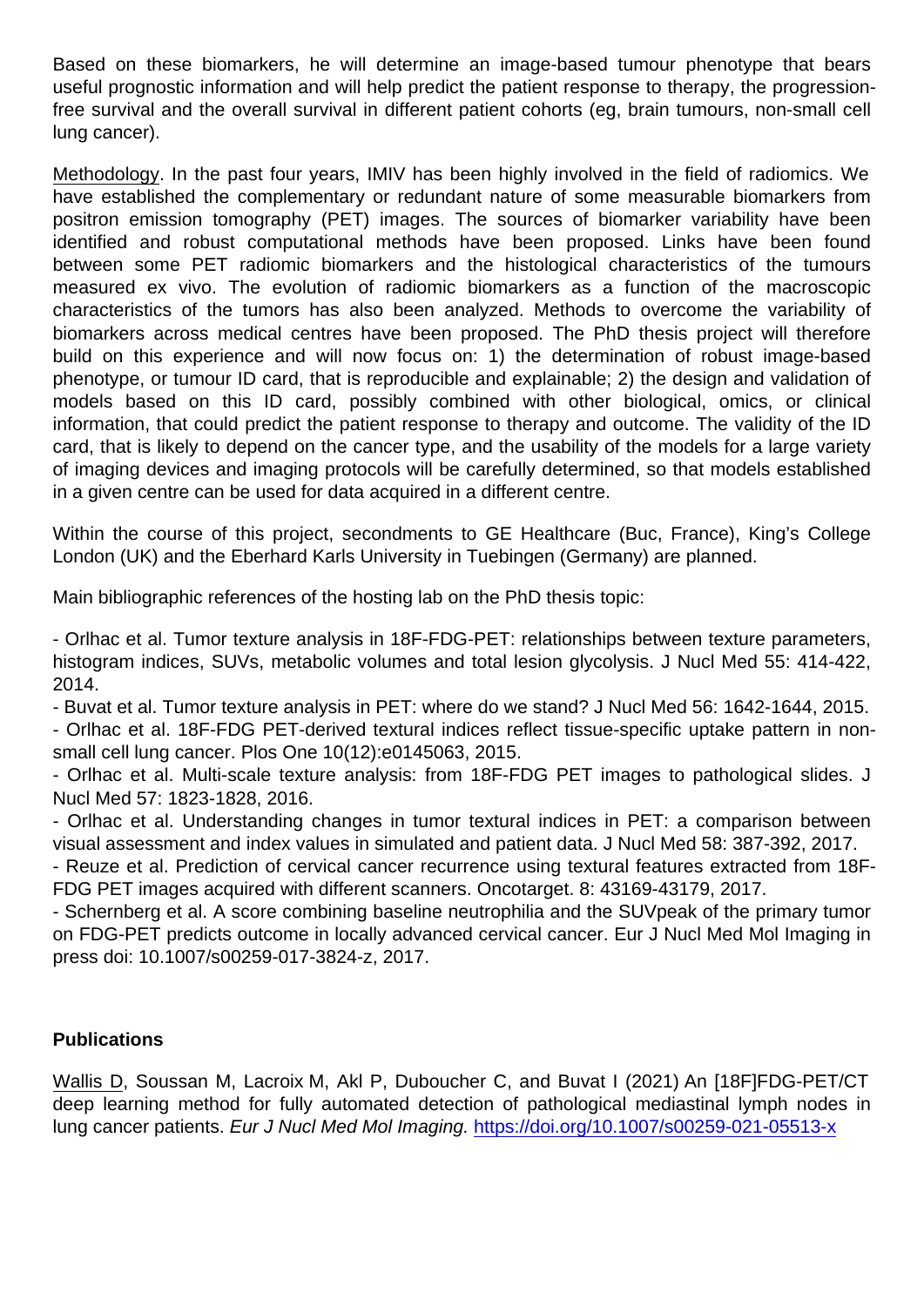Based on these biomarkers, he will determine an image-based tumour phenotype that bears useful prognostic information and will help predict the patient response to therapy, the progression-free survival and the overall survival in different patient cohorts (eg, brain tumours, non-small cell lung cancer).

Methodology. In the past four years, IMIV has been highly involved in the field of radiomics. We have established the complementary or redundant nature of some measurable biomarkers from positron emission tomography (PET) images. The sources of biomarker variability have been identified and robust computational methods have been proposed. Links have been found between some PET radiomic biomarkers and the histological characteristics of the tumours measured ex vivo. The evolution of radiomic biomarkers as a function of the macroscopic characteristics of the tumors has also been analyzed. Methods to overcome the variability of biomarkers across medical centres have been proposed. The PhD thesis project will therefore build on this experience and will now focus on: 1) the determination of robust image-based phenotype, or tumour ID card, that is reproducible and explainable; 2) the design and validation of models based on this ID card, possibly combined with other biological, omics, or clinical information, that could predict the patient response to therapy and outcome. The validity of the ID card, that is likely to depend on the cancer type, and the usability of the models for a large variety of imaging devices and imaging protocols will be carefully determined, so that models established in a given centre can be used for data acquired in a different centre.

Within the course of this project, secondments to GE Healthcare (Buc, France), King's College London (UK) and the Eberhard Karls University in Tuebingen (Germany) are planned.

Main bibliographic references of the hosting lab on the PhD thesis topic:

- Orlhac et al. Tumor texture analysis in 18F-FDG-PET: relationships between texture parameters, histogram indices, SUVs, metabolic volumes and total lesion glycolysis. J Nucl Med 55: 414-422, 2014.
- Buvat et al. Tumor texture analysis in PET: where do we stand? J Nucl Med 56: 1642-1644, 2015.
- Orlhac et al. 18F-FDG PET-derived textural indices reflect tissue-specific uptake pattern in non-small cell lung cancer. Plos One 10(12):e0145063, 2015.
- Orlhac et al. Multi-scale texture analysis: from 18F-FDG PET images to pathological slides. J Nucl Med 57: 1823-1828, 2016.
- Orlhac et al. Understanding changes in tumor textural indices in PET: a comparison between visual assessment and index values in simulated and patient data. J Nucl Med 58: 387-392, 2017.
- Reuze et al. Prediction of cervical cancer recurrence using textural features extracted from 18F-FDG PET images acquired with different scanners. Oncotarget. 8: 43169-43179, 2017.
- Schernberg et al. A score combining baseline neutrophilia and the SUVpeak of the primary tumor on FDG-PET predicts outcome in locally advanced cervical cancer. Eur J Nucl Med Mol Imaging in press doi: 10.1007/s00259-017-3824-z, 2017.

**Publications**

Wallis D, Soussan M, Lacroix M, Akl P, Duboucher C, and Buvat I (2021) An [18F]FDG-PET/CT deep learning method for fully automated detection of pathological mediastinal lymph nodes in lung cancer patients. *Eur J Nucl Med Mol Imaging.* https://doi.org/10.1007/s00259-021-05513-x